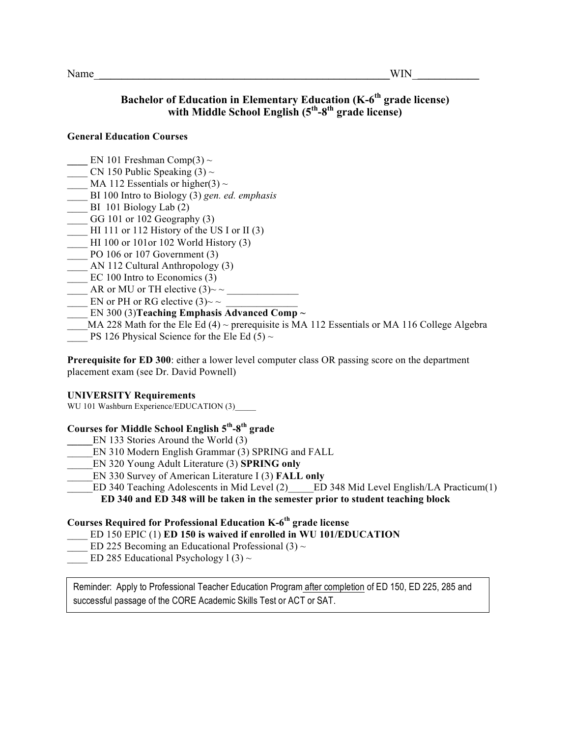Name_______________________________________________________WIN____________

# Bachelor of Education in Elementary Education (K-6th grade license) with Middle School English (5th-8th grade license)

**General Education Courses**

____ EN 101 Freshman Comp(3) ~
____ CN 150 Public Speaking (3) ~
____ MA 112 Essentials or higher(3) ~
____ BI 100 Intro to Biology (3) *gen. ed. emphasis*
____ BI 101 Biology Lab (2)
____ GG 101 or 102 Geography (3)
____ HI 111 or 112 History of the US I or II (3)
____ HI 100 or 101or 102 World History (3)
____ PO 106 or 107 Government (3)
____ AN 112 Cultural Anthropology (3)
____ EC 100 Intro to Economics (3)
____ AR or MU or TH elective (3)~ ~ ______________
____ EN or PH or RG elective (3)~ ~ ______________
____ EN 300 (3)**Teaching Emphasis Advanced Comp ~**
____MA 228 Math for the Ele Ed (4) ~ prerequisite is MA 112 Essentials or MA 116 College Algebra
____ PS 126 Physical Science for the Ele Ed (5) ~

**Prerequisite for ED 300**: either a lower level computer class OR passing score on the department placement exam (see Dr. David Pownell)

**UNIVERSITY Requirements**

WU 101 Washburn Experience/EDUCATION (3)_____

**Courses for Middle School English 5th-8th grade**

_____EN 133 Stories Around the World (3)
_____EN 310 Modern English Grammar (3) SPRING and FALL
_____EN 320 Young Adult Literature (3) **SPRING only**
_____EN 330 Survey of American Literature I (3) **FALL only**
_____ED 340 Teaching Adolescents in Mid Level (2)_____ED 348 Mid Level English/LA Practicum(1)
**ED 340 and ED 348 will be taken in the semester prior to student teaching block**

**Courses Required for Professional Education K-6th grade license**

____ ED 150 EPIC (1) **ED 150 is waived if enrolled in WU 101/EDUCATION**
____ ED 225 Becoming an Educational Professional (3) ~
____ ED 285 Educational Psychology l (3) ~

Reminder: Apply to Professional Teacher Education Program after completion of ED 150, ED 225, 285 and successful passage of the CORE Academic Skills Test or ACT or SAT.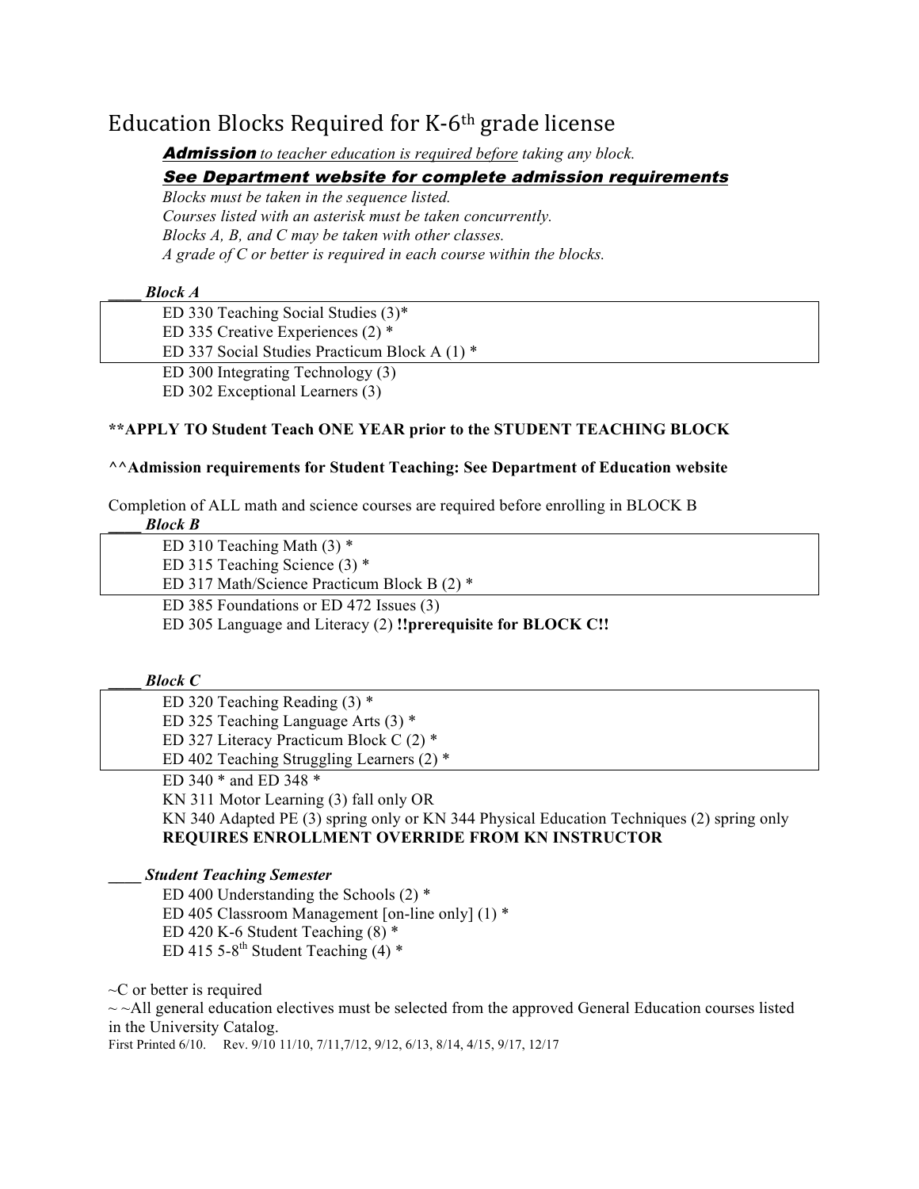# Education Blocks Required for K-6th grade license

***Admission** to teacher education is required before taking any block.*

***See Department website for complete admission requirements***

*Blocks must be taken in the sequence listed.*
*Courses listed with an asterisk must be taken concurrently.*
*Blocks A, B, and C may be taken with other classes.*
*A grade of C or better is required in each course within the blocks.*

**____ *Block A***

ED 330 Teaching Social Studies (3)*
ED 335 Creative Experiences (2) *
ED 337 Social Studies Practicum Block A (1) *

ED 300 Integrating Technology (3)
ED 302 Exceptional Learners (3)

****APPLY TO Student Teach ONE YEAR prior to the STUDENT TEACHING BLOCK**

**^^Admission requirements for Student Teaching: See Department of Education website**

Completion of ALL math and science courses are required before enrolling in BLOCK B

**____ *Block B***

ED 310 Teaching Math (3) *
ED 315 Teaching Science (3) *
ED 317 Math/Science Practicum Block B (2) *

ED 385 Foundations or ED 472 Issues (3)
ED 305 Language and Literacy (2) **!!prerequisite for BLOCK C!!**

**____ *Block C***

ED 320 Teaching Reading (3) *
ED 325 Teaching Language Arts (3) *
ED 327 Literacy Practicum Block C (2) *
ED 402 Teaching Struggling Learners (2) *

ED 340 * and ED 348 *
KN 311 Motor Learning (3) fall only OR
KN 340 Adapted PE (3) spring only or KN 344 Physical Education Techniques (2) spring only
**REQUIRES ENROLLMENT OVERRIDE FROM KN INSTRUCTOR**

**____ *Student Teaching Semester***

ED 400 Understanding the Schools (2) *
ED 405 Classroom Management [on-line only] (1) *
ED 420 K-6 Student Teaching (8) *
ED 415 5-8th Student Teaching (4) *

~C or better is required
~ ~All general education electives must be selected from the approved General Education courses listed in the University Catalog.

First Printed 6/10. Rev. 9/10 11/10, 7/11,7/12, 9/12, 6/13, 8/14, 4/15, 9/17, 12/17